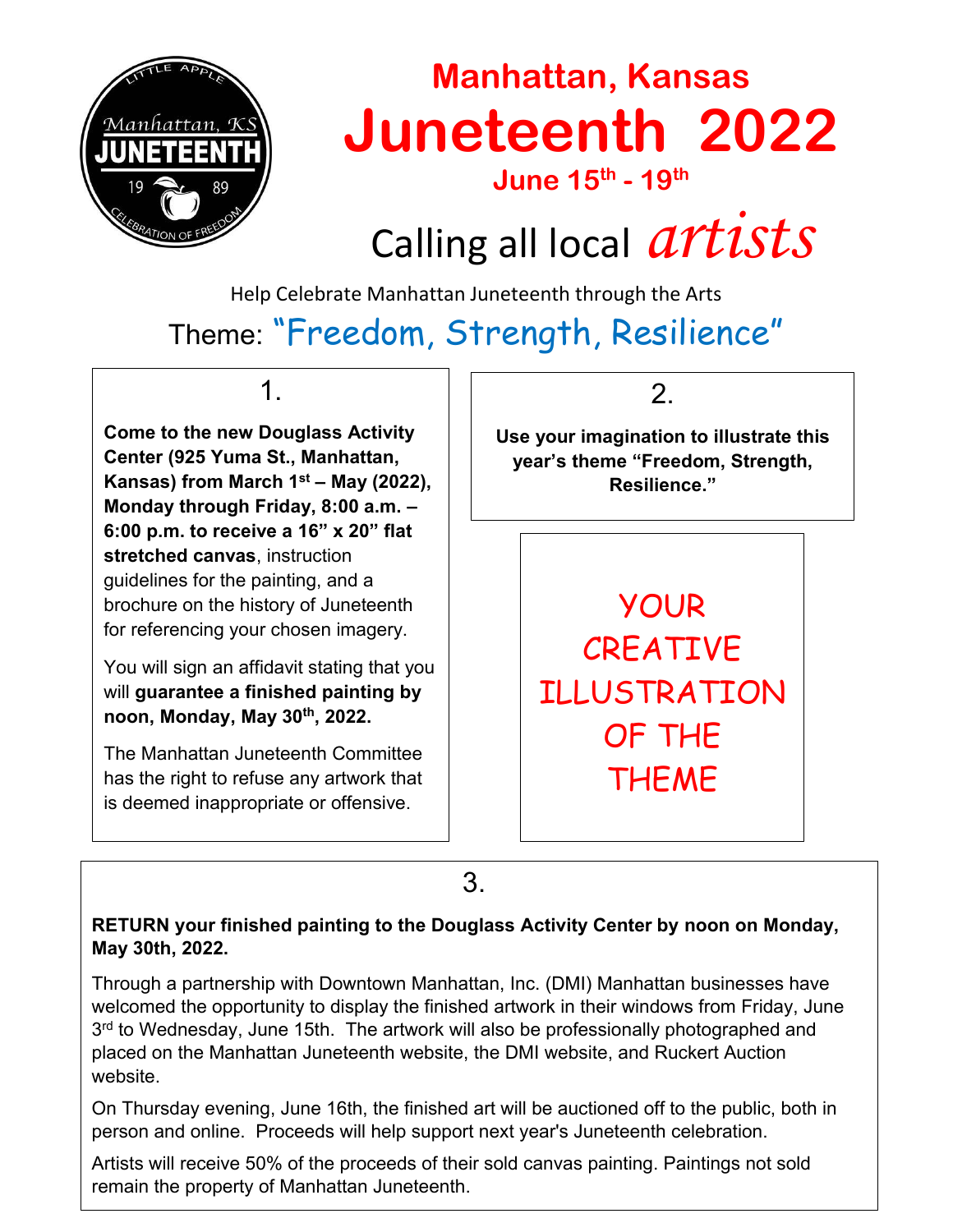Manhattan, KS JUNETEENTH 19 89 LITTLE APPLE CELEBRATION OF FREEDOM

## Manhattan, Kansas

# Juneteenth 2022

### June 15th - 19th

## Calling all local *artists*

Help Celebrate Manhattan Juneteenth through the Arts

## Theme: "Freedom, Strength, Resilience"

### 1.

**Come to the new Douglass Activity Center (925 Yuma St., Manhattan, Kansas) from March 1st – May (2022), Monday through Friday, 8:00 a.m. – 6:00 p.m. to receive a 16" x 20" flat stretched canvas**, instruction guidelines for the painting, and a brochure on the history of Juneteenth for referencing your chosen imagery.

You will sign an affidavit stating that you will **guarantee a finished painting by noon, Monday, May 30th, 2022.**

The Manhattan Juneteenth Committee has the right to refuse any artwork that is deemed inappropriate or offensive.

### 2.

**Use your imagination to illustrate this year's theme "Freedom, Strength, Resilience."**

YOUR CREATIVE ILLUSTRATION OF THE THEME

### 3.

**RETURN your finished painting to the Douglass Activity Center by noon on Monday, May 30th, 2022.**

Through a partnership with Downtown Manhattan, Inc. (DMI) Manhattan businesses have welcomed the opportunity to display the finished artwork in their windows from Friday, June 3rd to Wednesday, June 15th. The artwork will also be professionally photographed and placed on the Manhattan Juneteenth website, the DMI website, and Ruckert Auction website.

On Thursday evening, June 16th, the finished art will be auctioned off to the public, both in person and online. Proceeds will help support next year's Juneteenth celebration.

Artists will receive 50% of the proceeds of their sold canvas painting. Paintings not sold remain the property of Manhattan Juneteenth.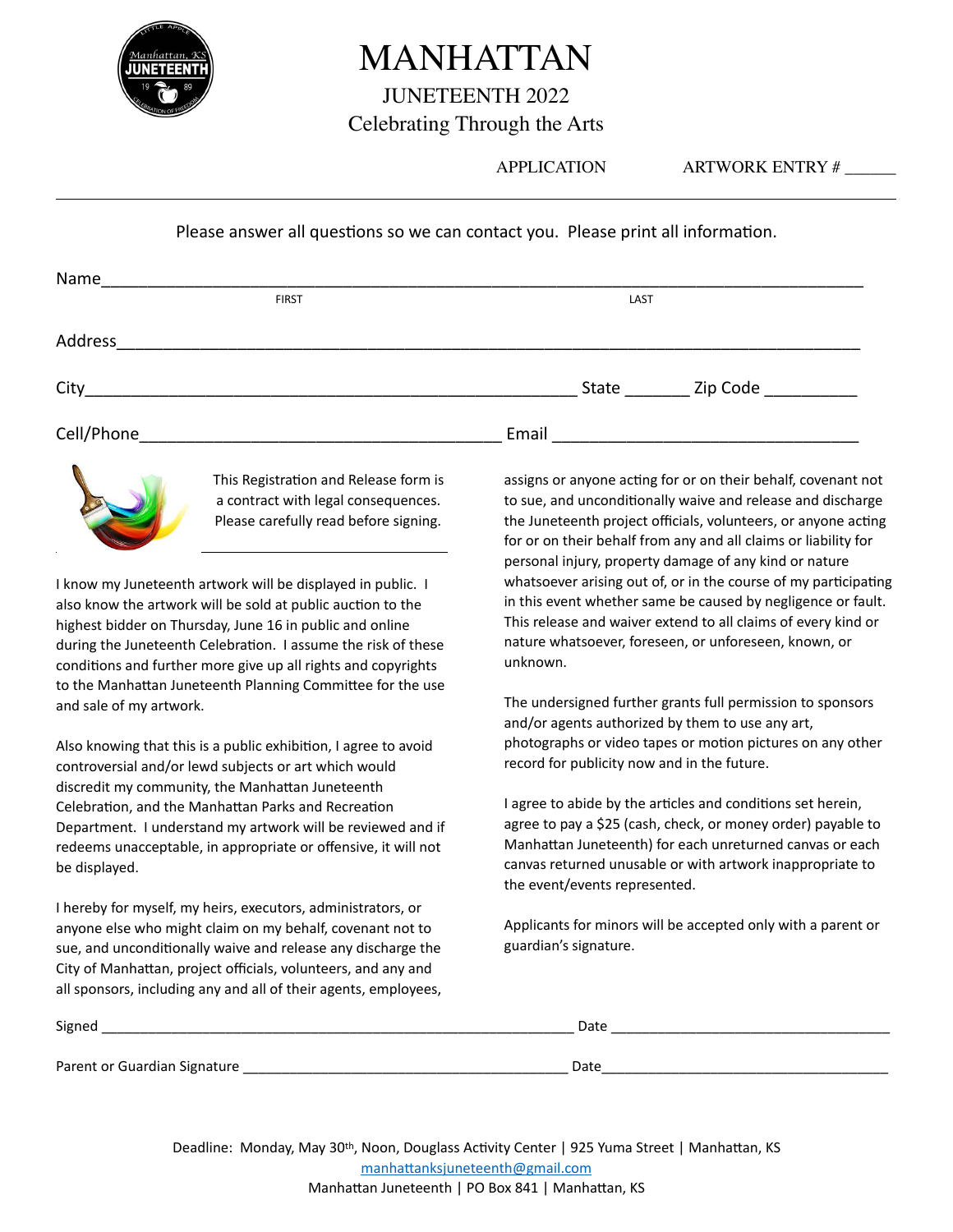# MANHATTAN

## JUNETEENTH 2022

### Celebrating Through the Arts

APPLICATION ARTWORK ENTRY # ______

---

Please answer all questions so we can contact you. Please print all information.

Name_______________________________________________________________________
FIRST LAST

Address_____________________________________________________________________

City_____________________________________________ State _______ Zip Code __________

Cell/Phone________________________________ Email _______________________________

This Registration and Release form is a contract with legal consequences. Please carefully read before signing.

I know my Juneteenth artwork will be displayed in public. I also know the artwork will be sold at public auction to the highest bidder on Thursday, June 16 in public and online during the Juneteenth Celebration. I assume the risk of these conditions and further more give up all rights and copyrights to the Manhattan Juneteenth Planning Committee for the use and sale of my artwork.

Also knowing that this is a public exhibition, I agree to avoid controversial and/or lewd subjects or art which would discredit my community, the Manhattan Juneteenth Celebration, and the Manhattan Parks and Recreation Department. I understand my artwork will be reviewed and if redeems unacceptable, in appropriate or offensive, it will not be displayed.

I hereby for myself, my heirs, executors, administrators, or anyone else who might claim on my behalf, covenant not to sue, and unconditionally waive and release any discharge the City of Manhattan, project officials, volunteers, and any and all sponsors, including any and all of their agents, employees, assigns or anyone acting for or on their behalf, covenant not to sue, and unconditionally waive and release and discharge the Juneteenth project officials, volunteers, or anyone acting for or on their behalf from any and all claims or liability for personal injury, property damage of any kind or nature whatsoever arising out of, or in the course of my participating in this event whether same be caused by negligence or fault. This release and waiver extend to all claims of every kind or nature whatsoever, foreseen, or unforeseen, known, or unknown.

The undersigned further grants full permission to sponsors and/or agents authorized by them to use any art, photographs or video tapes or motion pictures on any other record for publicity now and in the future.

I agree to abide by the articles and conditions set herein, agree to pay a $25 (cash, check, or money order) payable to Manhattan Juneteenth) for each unreturned canvas or each canvas returned unusable or with artwork inappropriate to the event/events represented.

Applicants for minors will be accepted only with a parent or guardian's signature.

Signed ____________________________________________ Date ___________________________

Parent or Guardian Signature _______________________________ Date ___________________________

Deadline: Monday, May 30th, Noon, Douglass Activity Center | 925 Yuma Street | Manhattan, KS
manhattanksjuneteenth@gmail.com
Manhattan Juneteenth | PO Box 841 | Manhattan, KS